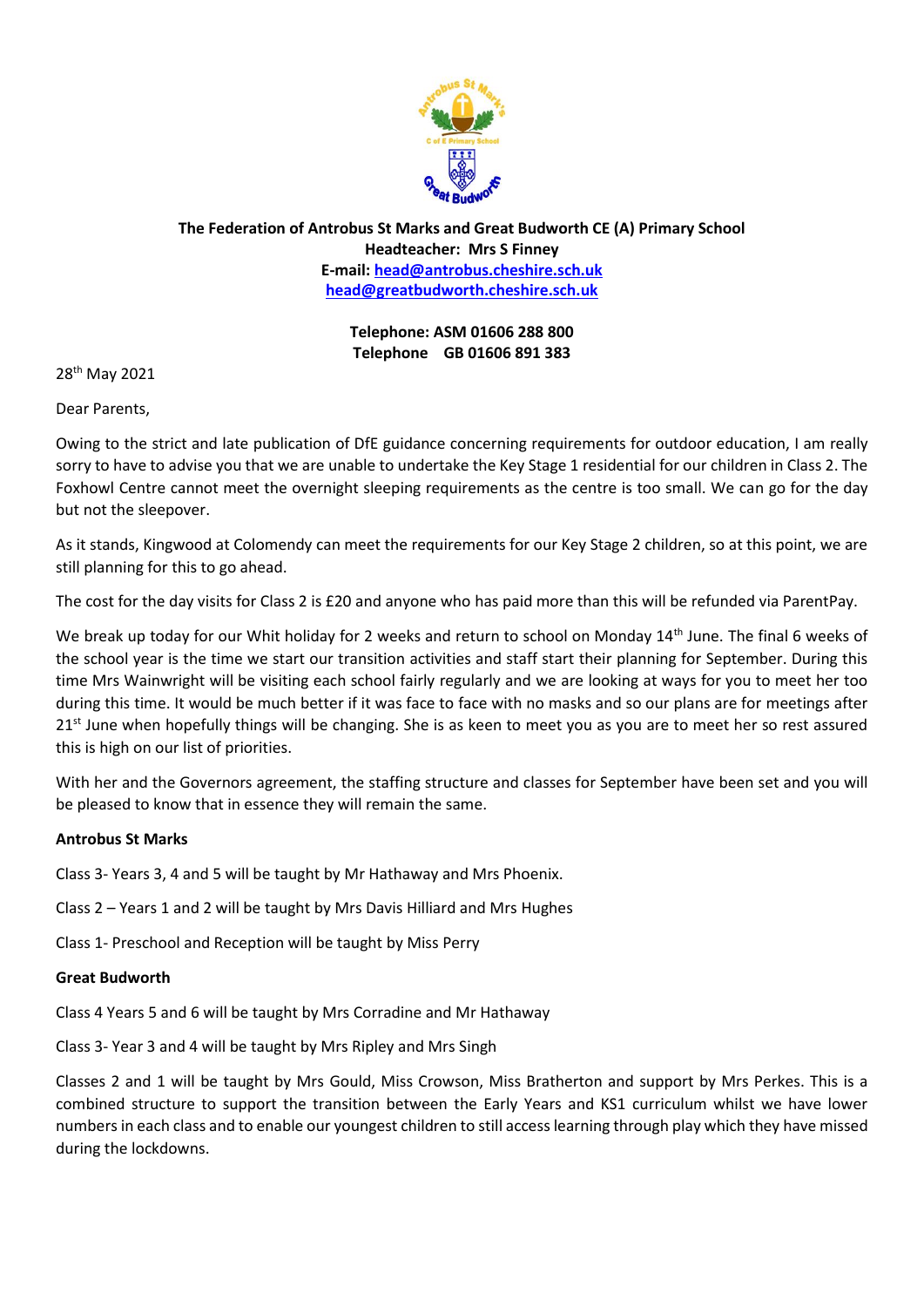**The Federation of Antrobus St Marks and Great Budworth CE (A) Primary School**
**Headteacher: Mrs S Finney**
**E-mail: [head@antrobus.cheshire.sch.uk](mailto:head@antrobus.cheshire.sch.uk)**
**[head@greatbudworth.cheshire.sch.uk](mailto:head@greatbudworth.cheshire.sch.uk)**

**Telephone: ASM 01606 288 800**
**Telephone GB 01606 891 383**

28th May 2021

Dear Parents,

Owing to the strict and late publication of DfE guidance concerning requirements for outdoor education, I am really sorry to have to advise you that we are unable to undertake the Key Stage 1 residential for our children in Class 2. The Foxhowl Centre cannot meet the overnight sleeping requirements as the centre is too small. We can go for the day but not the sleepover.

As it stands, Kingwood at Colomendy can meet the requirements for our Key Stage 2 children, so at this point, we are still planning for this to go ahead.

The cost for the day visits for Class 2 is £20 and anyone who has paid more than this will be refunded via ParentPay.

We break up today for our Whit holiday for 2 weeks and return to school on Monday 14th June. The final 6 weeks of the school year is the time we start our transition activities and staff start their planning for September. During this time Mrs Wainwright will be visiting each school fairly regularly and we are looking at ways for you to meet her too during this time. It would be much better if it was face to face with no masks and so our plans are for meetings after 21st June when hopefully things will be changing. She is as keen to meet you as you are to meet her so rest assured this is high on our list of priorities.

With her and the Governors agreement, the staffing structure and classes for September have been set and you will be pleased to know that in essence they will remain the same.

**Antrobus St Marks**

Class 3- Years 3, 4 and 5 will be taught by Mr Hathaway and Mrs Phoenix.

Class 2 – Years 1 and 2 will be taught by Mrs Davis Hilliard and Mrs Hughes

Class 1- Preschool and Reception will be taught by Miss Perry

**Great Budworth**

Class 4 Years 5 and 6 will be taught by Mrs Corradine and Mr Hathaway

Class 3- Year 3 and 4 will be taught by Mrs Ripley and Mrs Singh

Classes 2 and 1 will be taught by Mrs Gould, Miss Crowson, Miss Bratherton and support by Mrs Perkes. This is a combined structure to support the transition between the Early Years and KS1 curriculum whilst we have lower numbers in each class and to enable our youngest children to still access learning through play which they have missed during the lockdowns.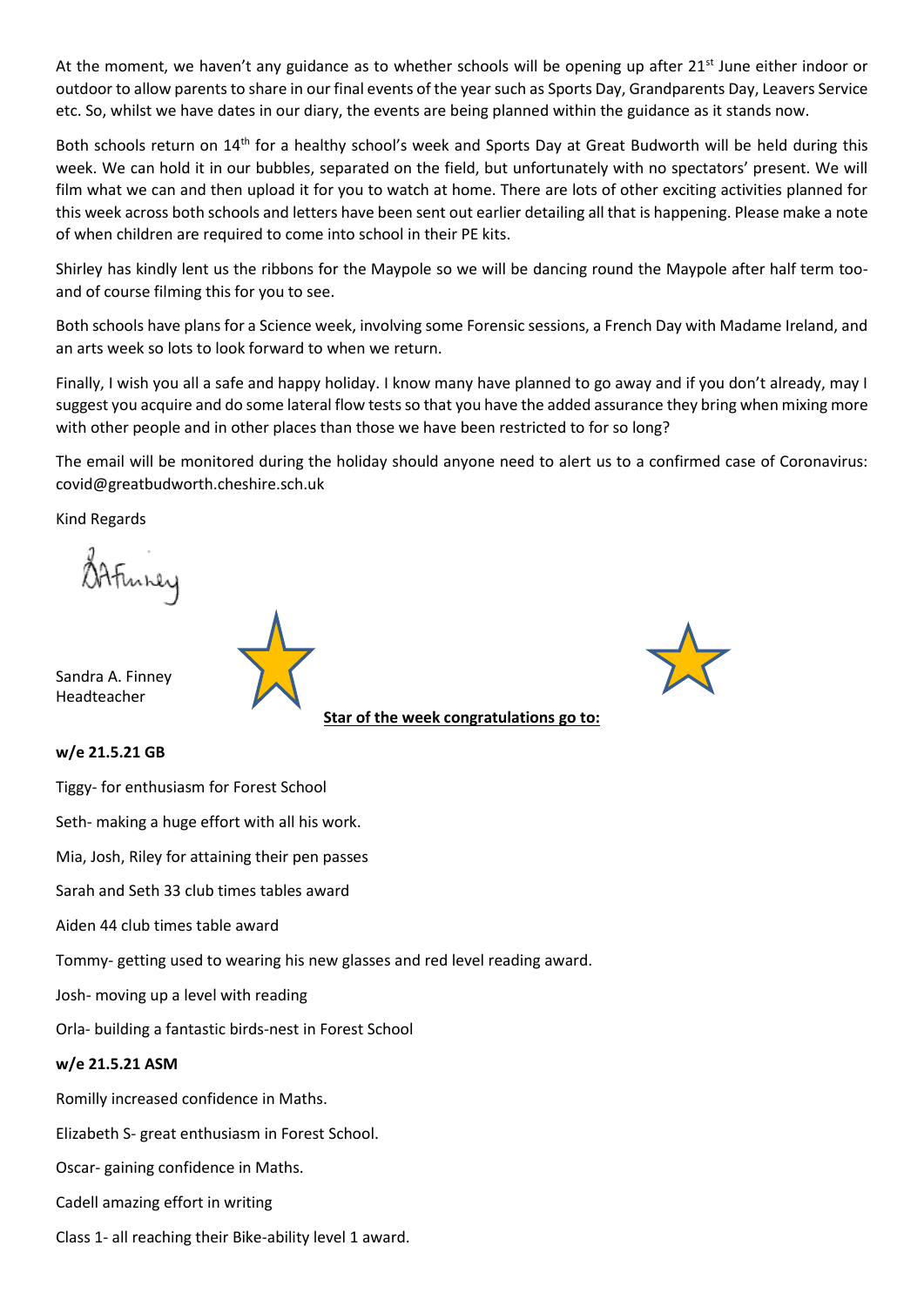At the moment, we haven't any guidance as to whether schools will be opening up after 21st June either indoor or outdoor to allow parents to share in our final events of the year such as Sports Day, Grandparents Day, Leavers Service etc. So, whilst we have dates in our diary, the events are being planned within the guidance as it stands now.

Both schools return on 14th for a healthy school's week and Sports Day at Great Budworth will be held during this week. We can hold it in our bubbles, separated on the field, but unfortunately with no spectators' present. We will film what we can and then upload it for you to watch at home. There are lots of other exciting activities planned for this week across both schools and letters have been sent out earlier detailing all that is happening. Please make a note of when children are required to come into school in their PE kits.

Shirley has kindly lent us the ribbons for the Maypole so we will be dancing round the Maypole after half term too- and of course filming this for you to see.

Both schools have plans for a Science week, involving some Forensic sessions, a French Day with Madame Ireland, and an arts week so lots to look forward to when we return.

Finally, I wish you all a safe and happy holiday. I know many have planned to go away and if you don't already, may I suggest you acquire and do some lateral flow tests so that you have the added assurance they bring when mixing more with other people and in other places than those we have been restricted to for so long?

The email will be monitored during the holiday should anyone need to alert us to a confirmed case of Coronavirus: covid@greatbudworth.cheshire.sch.uk

Kind Regards

Sandra A. Finney
Headteacher

**Star of the week congratulations go to:**

**w/e 21.5.21 GB**

Tiggy- for enthusiasm for Forest School

Seth- making a huge effort with all his work.

Mia, Josh, Riley for attaining their pen passes

Sarah and Seth 33 club times tables award

Aiden 44 club times table award

Tommy- getting used to wearing his new glasses and red level reading award.

Josh- moving up a level with reading

Orla- building a fantastic birds-nest in Forest School

**w/e 21.5.21 ASM**

Romilly increased confidence in Maths.

Elizabeth S- great enthusiasm in Forest School.

Oscar- gaining confidence in Maths.

Cadell amazing effort in writing

Class 1- all reaching their Bike-ability level 1 award.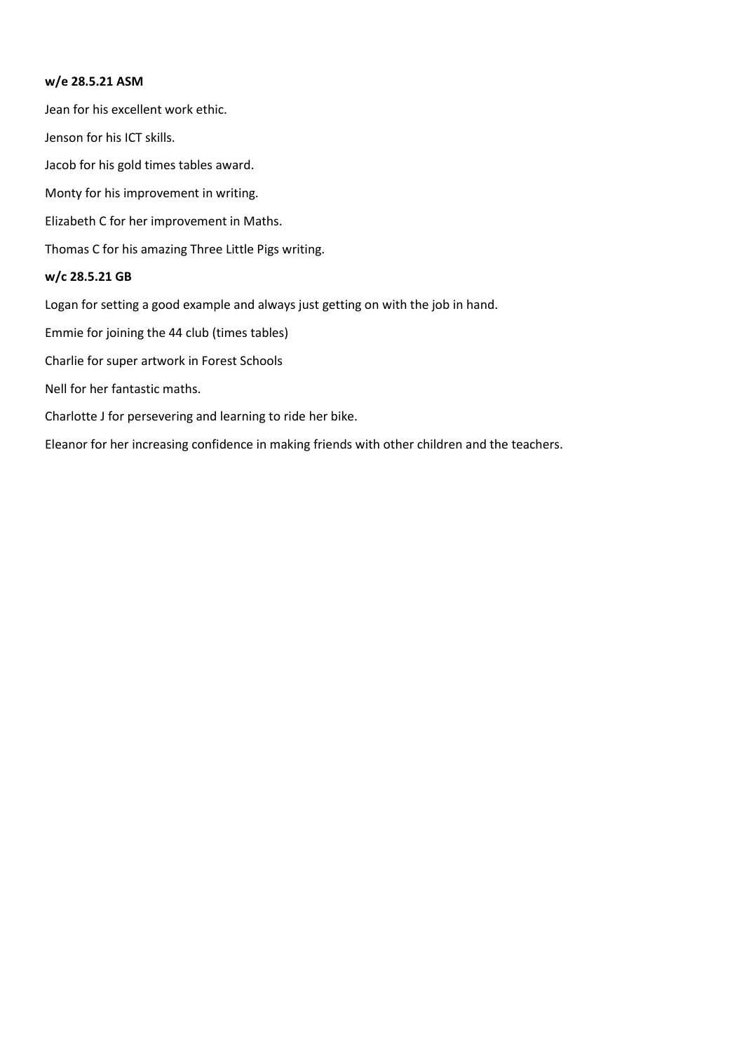**w/e 28.5.21 ASM**

Jean for his excellent work ethic.

Jenson for his ICT skills.

Jacob for his gold times tables award.

Monty for his improvement in writing.

Elizabeth C for her improvement in Maths.

Thomas C for his amazing Three Little Pigs writing.

**w/c 28.5.21 GB**

Logan for setting a good example and always just getting on with the job in hand.

Emmie for joining the 44 club (times tables)

Charlie for super artwork in Forest Schools

Nell for her fantastic maths.

Charlotte J for persevering and learning to ride her bike.

Eleanor for her increasing confidence in making friends with other children and the teachers.